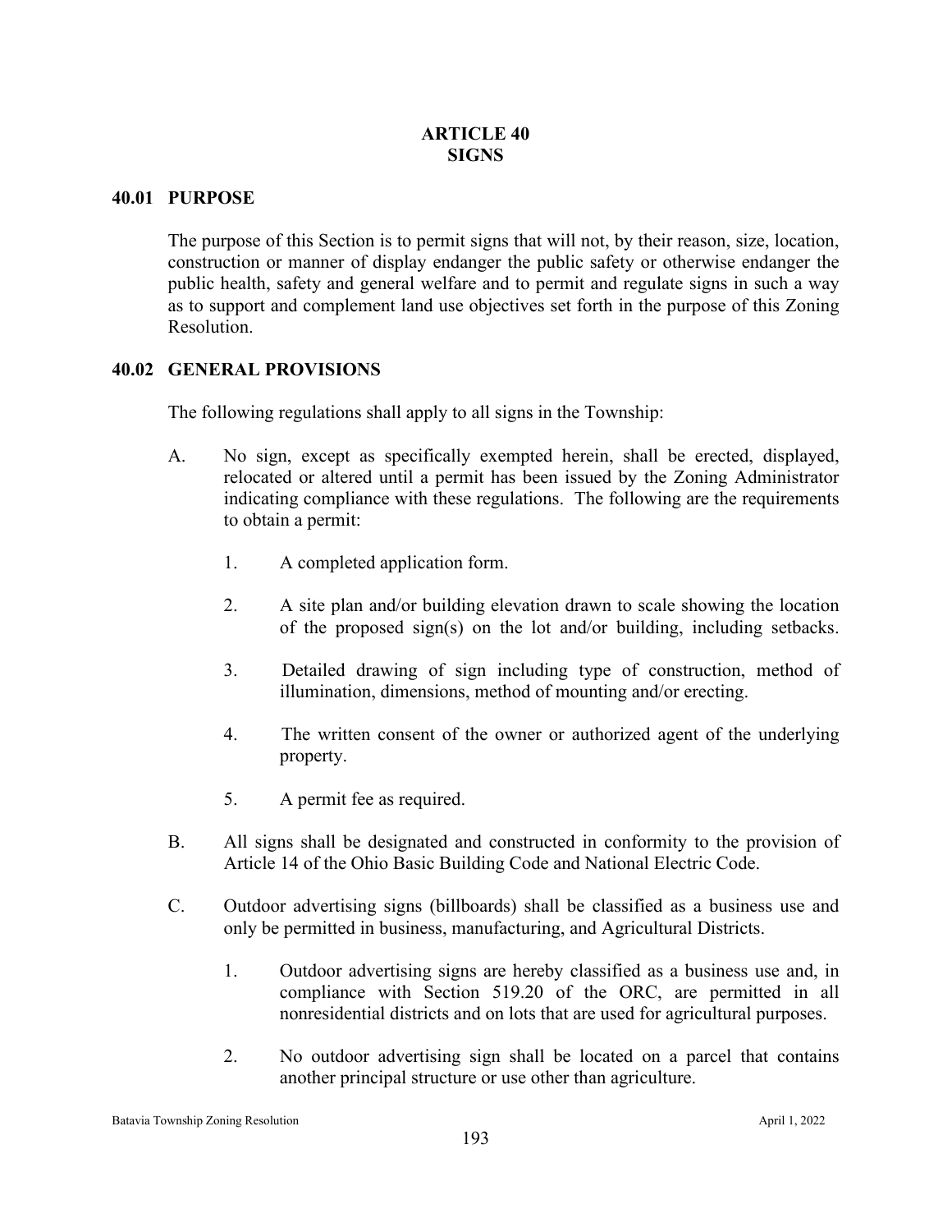# ARTICLE 40
# SIGNS

## 40.01 PURPOSE

The purpose of this Section is to permit signs that will not, by their reason, size, location, construction or manner of display endanger the public safety or otherwise endanger the public health, safety and general welfare and to permit and regulate signs in such a way as to support and complement land use objectives set forth in the purpose of this Zoning Resolution.

## 40.02 GENERAL PROVISIONS

The following regulations shall apply to all signs in the Township:

A. No sign, except as specifically exempted herein, shall be erected, displayed, relocated or altered until a permit has been issued by the Zoning Administrator indicating compliance with these regulations. The following are the requirements to obtain a permit:

   1. A completed application form.

   2. A site plan and/or building elevation drawn to scale showing the location of the proposed sign(s) on the lot and/or building, including setbacks.

   3. Detailed drawing of sign including type of construction, method of illumination, dimensions, method of mounting and/or erecting.

   4. The written consent of the owner or authorized agent of the underlying property.

   5. A permit fee as required.

B. All signs shall be designated and constructed in conformity to the provision of Article 14 of the Ohio Basic Building Code and National Electric Code.

C. Outdoor advertising signs (billboards) shall be classified as a business use and only be permitted in business, manufacturing, and Agricultural Districts.

   1. Outdoor advertising signs are hereby classified as a business use and, in compliance with Section 519.20 of the ORC, are permitted in all nonresidential districts and on lots that are used for agricultural purposes.

   2. No outdoor advertising sign shall be located on a parcel that contains another principal structure or use other than agriculture.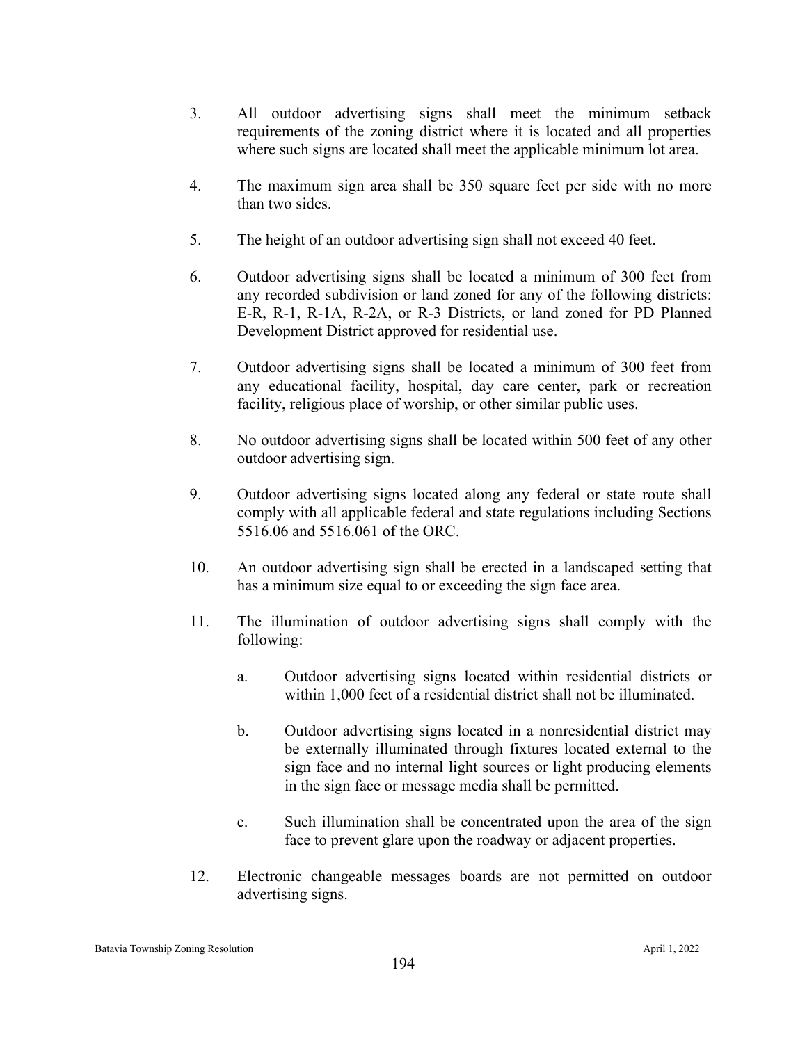3. All outdoor advertising signs shall meet the minimum setback requirements of the zoning district where it is located and all properties where such signs are located shall meet the applicable minimum lot area.

4. The maximum sign area shall be 350 square feet per side with no more than two sides.

5. The height of an outdoor advertising sign shall not exceed 40 feet.

6. Outdoor advertising signs shall be located a minimum of 300 feet from any recorded subdivision or land zoned for any of the following districts: E-R, R-1, R-1A, R-2A, or R-3 Districts, or land zoned for PD Planned Development District approved for residential use.

7. Outdoor advertising signs shall be located a minimum of 300 feet from any educational facility, hospital, day care center, park or recreation facility, religious place of worship, or other similar public uses.

8. No outdoor advertising signs shall be located within 500 feet of any other outdoor advertising sign.

9. Outdoor advertising signs located along any federal or state route shall comply with all applicable federal and state regulations including Sections 5516.06 and 5516.061 of the ORC.

10. An outdoor advertising sign shall be erected in a landscaped setting that has a minimum size equal to or exceeding the sign face area.

11. The illumination of outdoor advertising signs shall comply with the following:

    a. Outdoor advertising signs located within residential districts or within 1,000 feet of a residential district shall not be illuminated.

    b. Outdoor advertising signs located in a nonresidential district may be externally illuminated through fixtures located external to the sign face and no internal light sources or light producing elements in the sign face or message media shall be permitted.

    c. Such illumination shall be concentrated upon the area of the sign face to prevent glare upon the roadway or adjacent properties.

12. Electronic changeable messages boards are not permitted on outdoor advertising signs.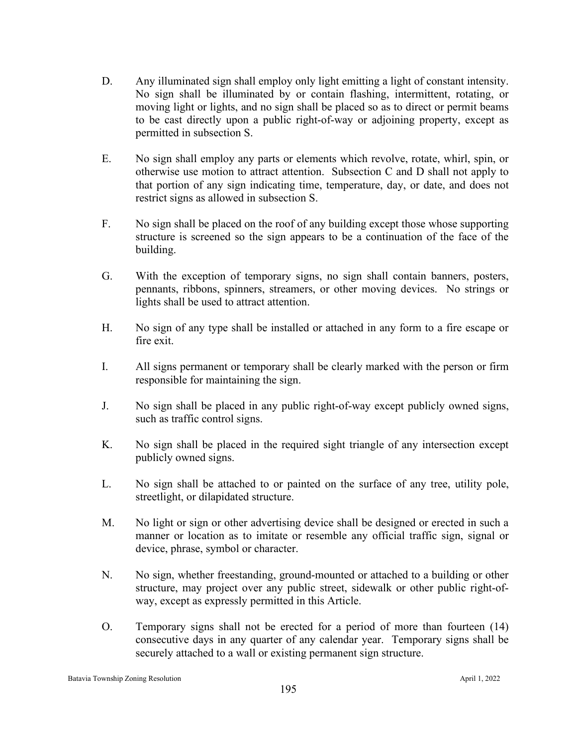D. Any illuminated sign shall employ only light emitting a light of constant intensity. No sign shall be illuminated by or contain flashing, intermittent, rotating, or moving light or lights, and no sign shall be placed so as to direct or permit beams to be cast directly upon a public right-of-way or adjoining property, except as permitted in subsection S.

E. No sign shall employ any parts or elements which revolve, rotate, whirl, spin, or otherwise use motion to attract attention. Subsection C and D shall not apply to that portion of any sign indicating time, temperature, day, or date, and does not restrict signs as allowed in subsection S.

F. No sign shall be placed on the roof of any building except those whose supporting structure is screened so the sign appears to be a continuation of the face of the building.

G. With the exception of temporary signs, no sign shall contain banners, posters, pennants, ribbons, spinners, streamers, or other moving devices. No strings or lights shall be used to attract attention.

H. No sign of any type shall be installed or attached in any form to a fire escape or fire exit.

I. All signs permanent or temporary shall be clearly marked with the person or firm responsible for maintaining the sign.

J. No sign shall be placed in any public right-of-way except publicly owned signs, such as traffic control signs.

K. No sign shall be placed in the required sight triangle of any intersection except publicly owned signs.

L. No sign shall be attached to or painted on the surface of any tree, utility pole, streetlight, or dilapidated structure.

M. No light or sign or other advertising device shall be designed or erected in such a manner or location as to imitate or resemble any official traffic sign, signal or device, phrase, symbol or character.

N. No sign, whether freestanding, ground-mounted or attached to a building or other structure, may project over any public street, sidewalk or other public right-of-way, except as expressly permitted in this Article.

O. Temporary signs shall not be erected for a period of more than fourteen (14) consecutive days in any quarter of any calendar year. Temporary signs shall be securely attached to a wall or existing permanent sign structure.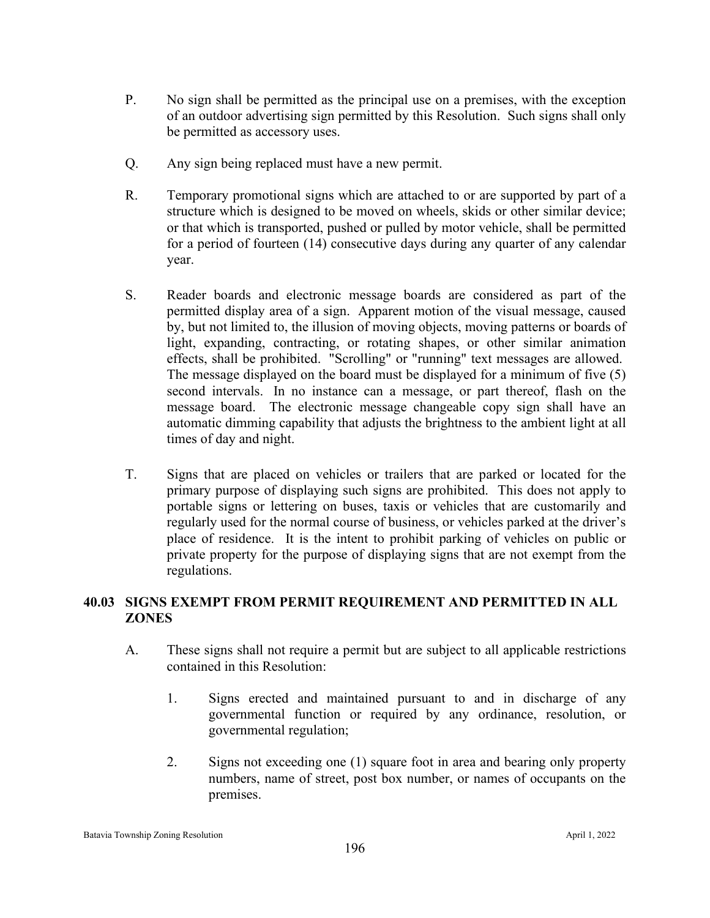P. No sign shall be permitted as the principal use on a premises, with the exception of an outdoor advertising sign permitted by this Resolution. Such signs shall only be permitted as accessory uses.

Q. Any sign being replaced must have a new permit.

R. Temporary promotional signs which are attached to or are supported by part of a structure which is designed to be moved on wheels, skids or other similar device; or that which is transported, pushed or pulled by motor vehicle, shall be permitted for a period of fourteen (14) consecutive days during any quarter of any calendar year.

S. Reader boards and electronic message boards are considered as part of the permitted display area of a sign. Apparent motion of the visual message, caused by, but not limited to, the illusion of moving objects, moving patterns or boards of light, expanding, contracting, or rotating shapes, or other similar animation effects, shall be prohibited. "Scrolling" or "running" text messages are allowed. The message displayed on the board must be displayed for a minimum of five (5) second intervals. In no instance can a message, or part thereof, flash on the message board. The electronic message changeable copy sign shall have an automatic dimming capability that adjusts the brightness to the ambient light at all times of day and night.

T. Signs that are placed on vehicles or trailers that are parked or located for the primary purpose of displaying such signs are prohibited. This does not apply to portable signs or lettering on buses, taxis or vehicles that are customarily and regularly used for the normal course of business, or vehicles parked at the driver's place of residence. It is the intent to prohibit parking of vehicles on public or private property for the purpose of displaying signs that are not exempt from the regulations.

## 40.03 SIGNS EXEMPT FROM PERMIT REQUIREMENT AND PERMITTED IN ALL ZONES

A. These signs shall not require a permit but are subject to all applicable restrictions contained in this Resolution:

1. Signs erected and maintained pursuant to and in discharge of any governmental function or required by any ordinance, resolution, or governmental regulation;

2. Signs not exceeding one (1) square foot in area and bearing only property numbers, name of street, post box number, or names of occupants on the premises.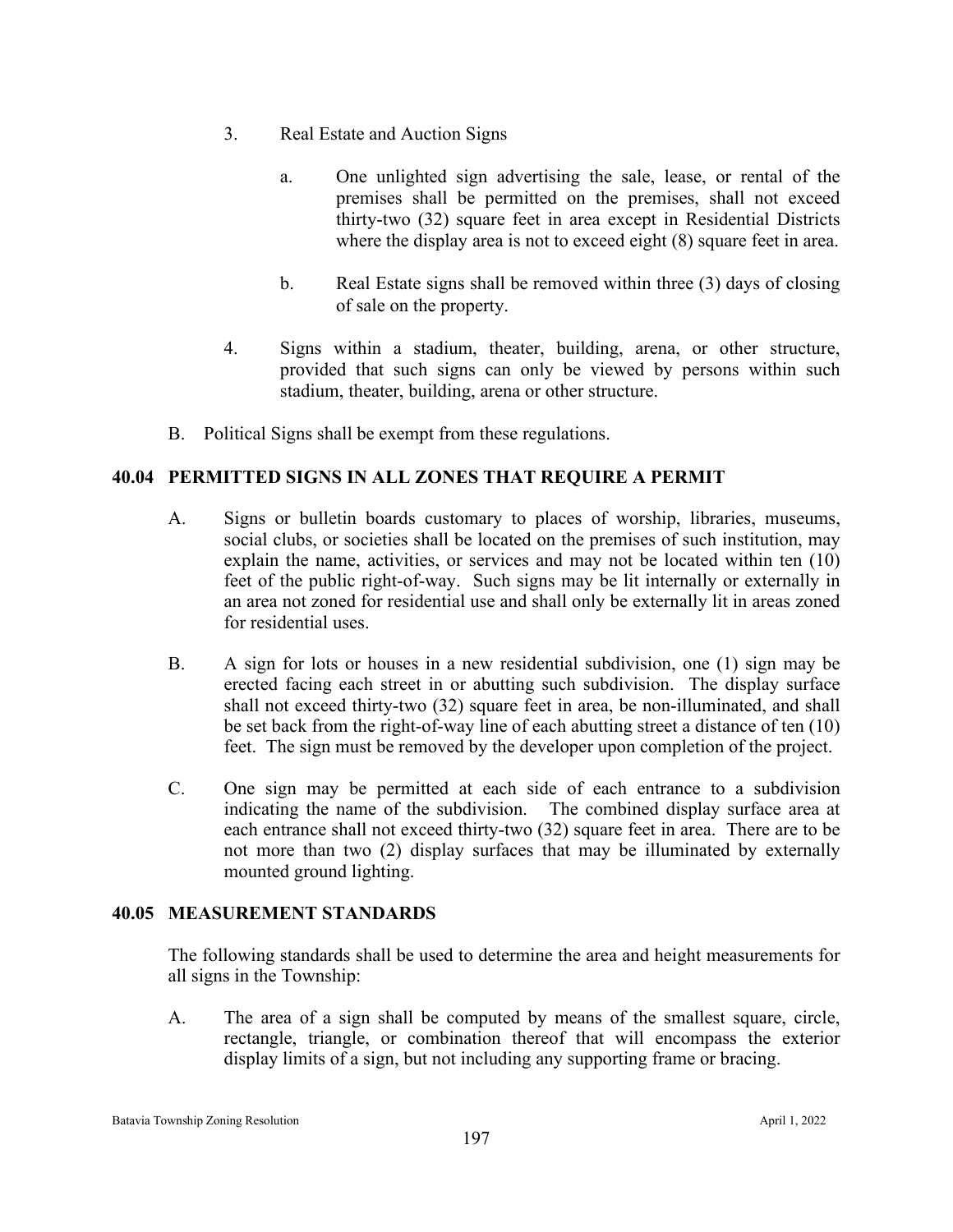3. Real Estate and Auction Signs

   a. One unlighted sign advertising the sale, lease, or rental of the premises shall be permitted on the premises, shall not exceed thirty-two (32) square feet in area except in Residential Districts where the display area is not to exceed eight (8) square feet in area.

   b. Real Estate signs shall be removed within three (3) days of closing of sale on the property.

4. Signs within a stadium, theater, building, arena, or other structure, provided that such signs can only be viewed by persons within such stadium, theater, building, arena or other structure.

B. Political Signs shall be exempt from these regulations.

## 40.04 PERMITTED SIGNS IN ALL ZONES THAT REQUIRE A PERMIT

A. Signs or bulletin boards customary to places of worship, libraries, museums, social clubs, or societies shall be located on the premises of such institution, may explain the name, activities, or services and may not be located within ten (10) feet of the public right-of-way. Such signs may be lit internally or externally in an area not zoned for residential use and shall only be externally lit in areas zoned for residential uses.

B. A sign for lots or houses in a new residential subdivision, one (1) sign may be erected facing each street in or abutting such subdivision. The display surface shall not exceed thirty-two (32) square feet in area, be non-illuminated, and shall be set back from the right-of-way line of each abutting street a distance of ten (10) feet. The sign must be removed by the developer upon completion of the project.

C. One sign may be permitted at each side of each entrance to a subdivision indicating the name of the subdivision. The combined display surface area at each entrance shall not exceed thirty-two (32) square feet in area. There are to be not more than two (2) display surfaces that may be illuminated by externally mounted ground lighting.

## 40.05 MEASUREMENT STANDARDS

The following standards shall be used to determine the area and height measurements for all signs in the Township:

A. The area of a sign shall be computed by means of the smallest square, circle, rectangle, triangle, or combination thereof that will encompass the exterior display limits of a sign, but not including any supporting frame or bracing.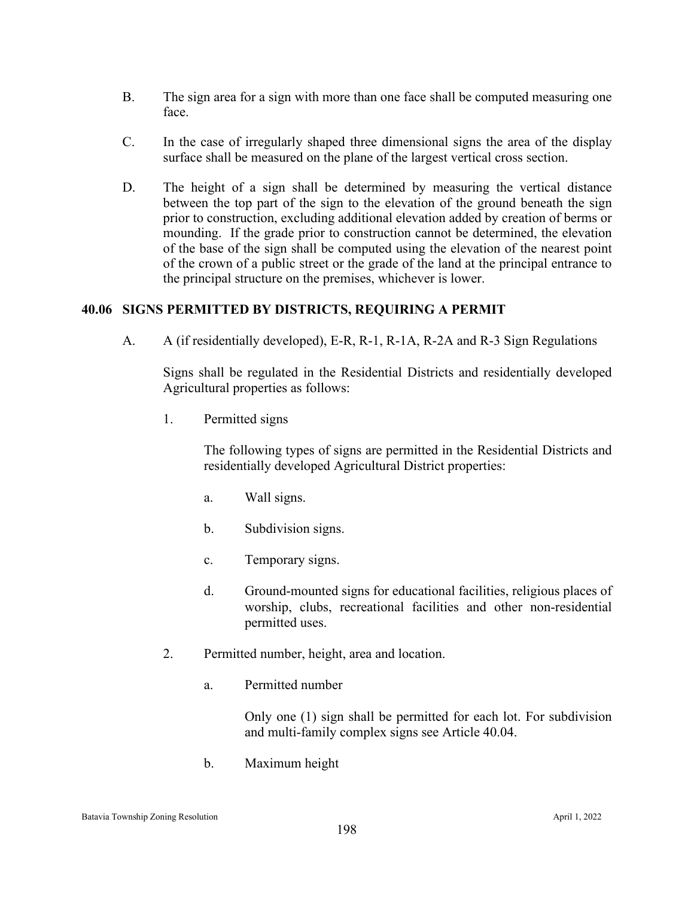B. The sign area for a sign with more than one face shall be computed measuring one face.

C. In the case of irregularly shaped three dimensional signs the area of the display surface shall be measured on the plane of the largest vertical cross section.

D. The height of a sign shall be determined by measuring the vertical distance between the top part of the sign to the elevation of the ground beneath the sign prior to construction, excluding additional elevation added by creation of berms or mounding. If the grade prior to construction cannot be determined, the elevation of the base of the sign shall be computed using the elevation of the nearest point of the crown of a public street or the grade of the land at the principal entrance to the principal structure on the premises, whichever is lower.

## 40.06 SIGNS PERMITTED BY DISTRICTS, REQUIRING A PERMIT

A. A (if residentially developed), E-R, R-1, R-1A, R-2A and R-3 Sign Regulations

Signs shall be regulated in the Residential Districts and residentially developed Agricultural properties as follows:

1. Permitted signs

   The following types of signs are permitted in the Residential Districts and residentially developed Agricultural District properties:

   a. Wall signs.

   b. Subdivision signs.

   c. Temporary signs.

   d. Ground-mounted signs for educational facilities, religious places of worship, clubs, recreational facilities and other non-residential permitted uses.

2. Permitted number, height, area and location.

   a. Permitted number

      Only one (1) sign shall be permitted for each lot. For subdivision and multi-family complex signs see Article 40.04.

   b. Maximum height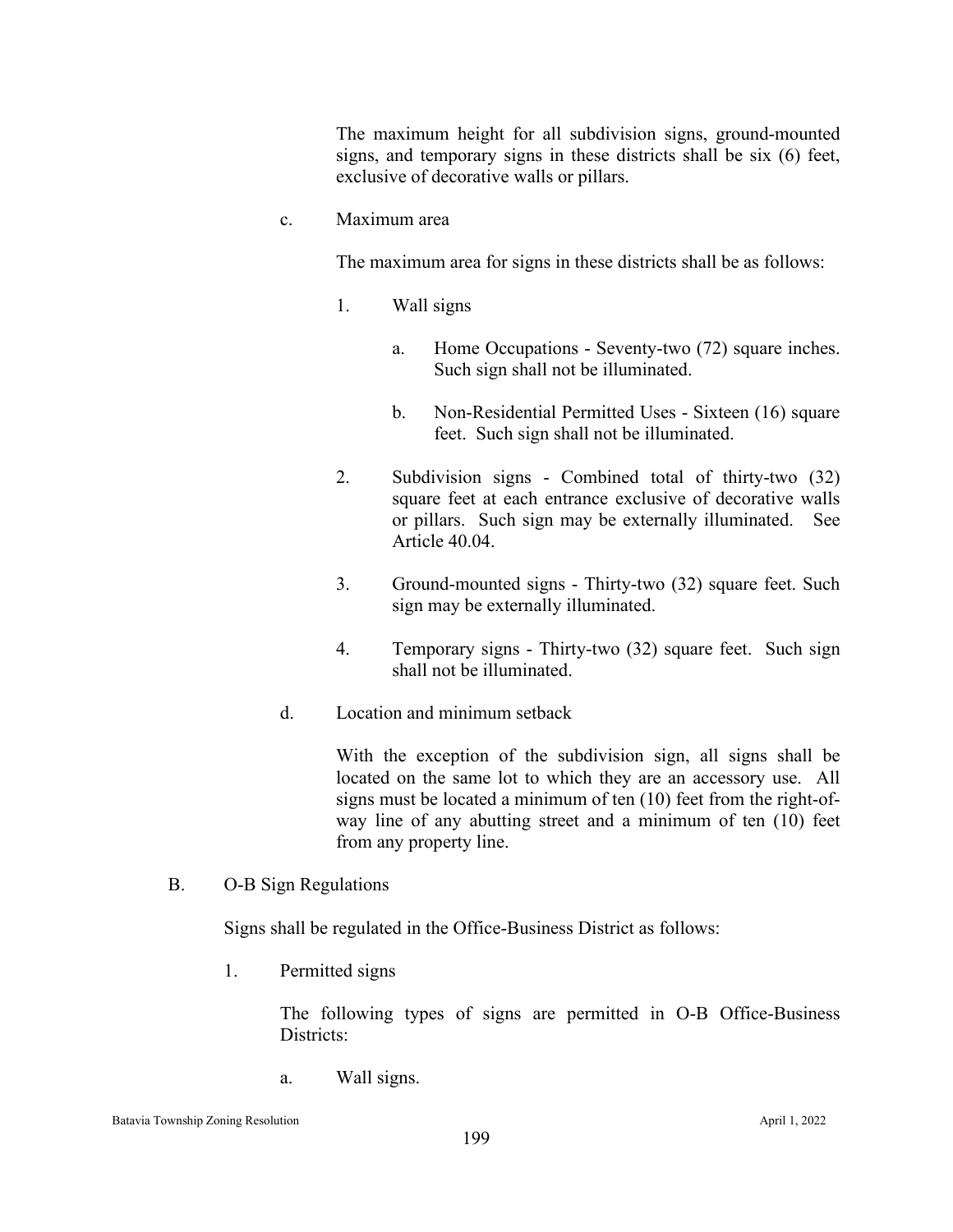The maximum height for all subdivision signs, ground-mounted signs, and temporary signs in these districts shall be six (6) feet, exclusive of decorative walls or pillars.

c. Maximum area

The maximum area for signs in these districts shall be as follows:

1. Wall signs

   a. Home Occupations - Seventy-two (72) square inches. Such sign shall not be illuminated.

   b. Non-Residential Permitted Uses - Sixteen (16) square feet. Such sign shall not be illuminated.

2. Subdivision signs - Combined total of thirty-two (32) square feet at each entrance exclusive of decorative walls or pillars. Such sign may be externally illuminated. See Article 40.04.

3. Ground-mounted signs - Thirty-two (32) square feet. Such sign may be externally illuminated.

4. Temporary signs - Thirty-two (32) square feet. Such sign shall not be illuminated.

d. Location and minimum setback

With the exception of the subdivision sign, all signs shall be located on the same lot to which they are an accessory use. All signs must be located a minimum of ten (10) feet from the right-of-way line of any abutting street and a minimum of ten (10) feet from any property line.

B. O-B Sign Regulations

Signs shall be regulated in the Office-Business District as follows:

1. Permitted signs

   The following types of signs are permitted in O-B Office-Business Districts:

   a. Wall signs.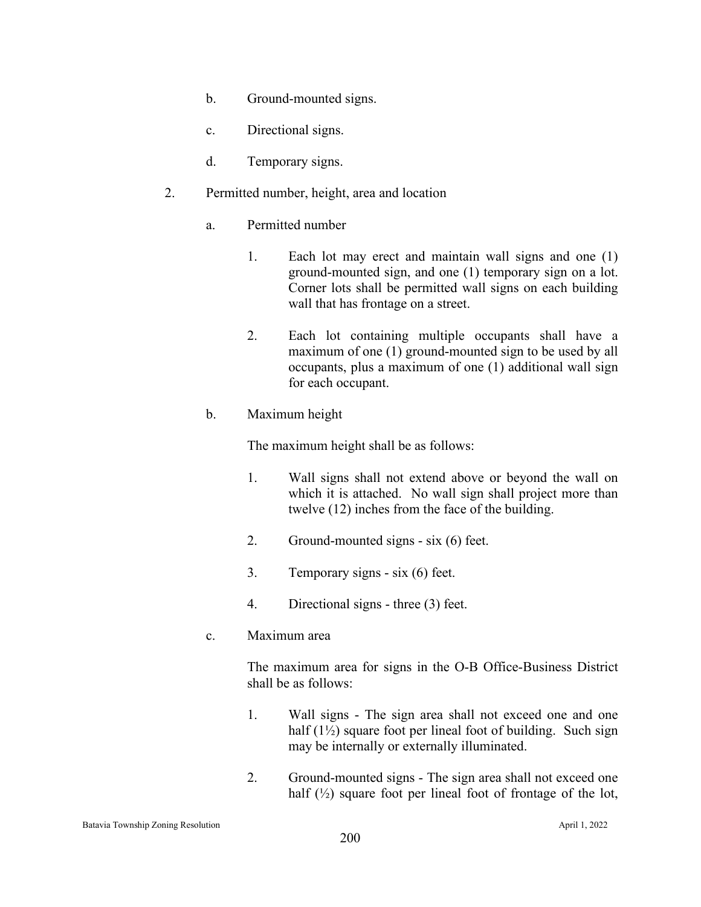b. Ground-mounted signs.

c. Directional signs.

d. Temporary signs.

2. Permitted number, height, area and location

   a. Permitted number

      1. Each lot may erect and maintain wall signs and one (1) ground-mounted sign, and one (1) temporary sign on a lot. Corner lots shall be permitted wall signs on each building wall that has frontage on a street.

      2. Each lot containing multiple occupants shall have a maximum of one (1) ground-mounted sign to be used by all occupants, plus a maximum of one (1) additional wall sign for each occupant.

   b. Maximum height

      The maximum height shall be as follows:

      1. Wall signs shall not extend above or beyond the wall on which it is attached. No wall sign shall project more than twelve (12) inches from the face of the building.

      2. Ground-mounted signs - six (6) feet.

      3. Temporary signs - six (6) feet.

      4. Directional signs - three (3) feet.

   c. Maximum area

      The maximum area for signs in the O-B Office-Business District shall be as follows:

      1. Wall signs - The sign area shall not exceed one and one half (1½) square foot per lineal foot of building. Such sign may be internally or externally illuminated.

      2. Ground-mounted signs - The sign area shall not exceed one half (½) square foot per lineal foot of frontage of the lot,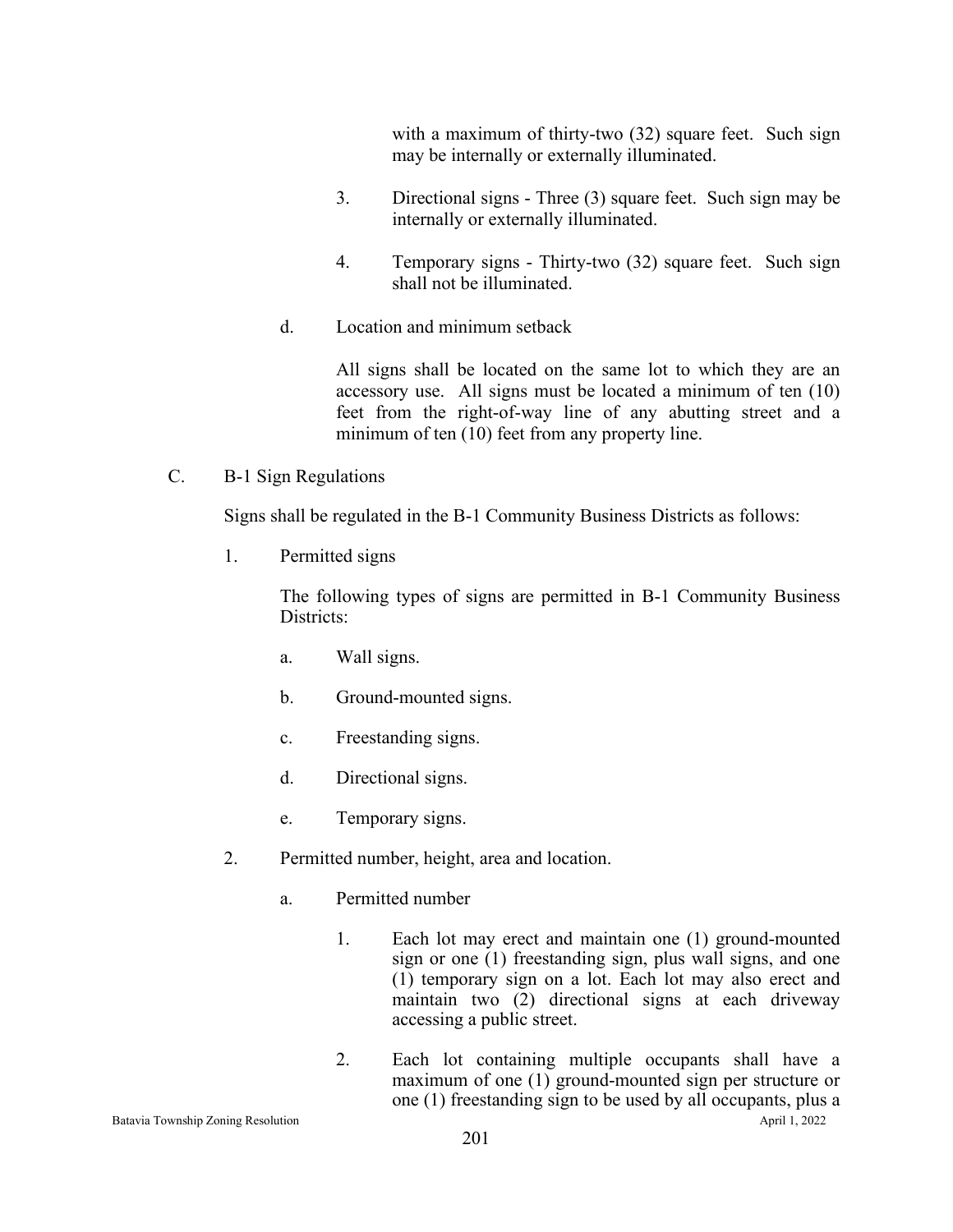with a maximum of thirty-two (32) square feet. Such sign may be internally or externally illuminated.

3. Directional signs - Three (3) square feet. Such sign may be internally or externally illuminated.

4. Temporary signs - Thirty-two (32) square feet. Such sign shall not be illuminated.

d. Location and minimum setback

All signs shall be located on the same lot to which they are an accessory use. All signs must be located a minimum of ten (10) feet from the right-of-way line of any abutting street and a minimum of ten (10) feet from any property line.

C. B-1 Sign Regulations

Signs shall be regulated in the B-1 Community Business Districts as follows:

1. Permitted signs

The following types of signs are permitted in B-1 Community Business Districts:

a. Wall signs.

b. Ground-mounted signs.

c. Freestanding signs.

d. Directional signs.

e. Temporary signs.

2. Permitted number, height, area and location.

a. Permitted number

1. Each lot may erect and maintain one (1) ground-mounted sign or one (1) freestanding sign, plus wall signs, and one (1) temporary sign on a lot. Each lot may also erect and maintain two (2) directional signs at each driveway accessing a public street.

2. Each lot containing multiple occupants shall have a maximum of one (1) ground-mounted sign per structure or one (1) freestanding sign to be used by all occupants, plus a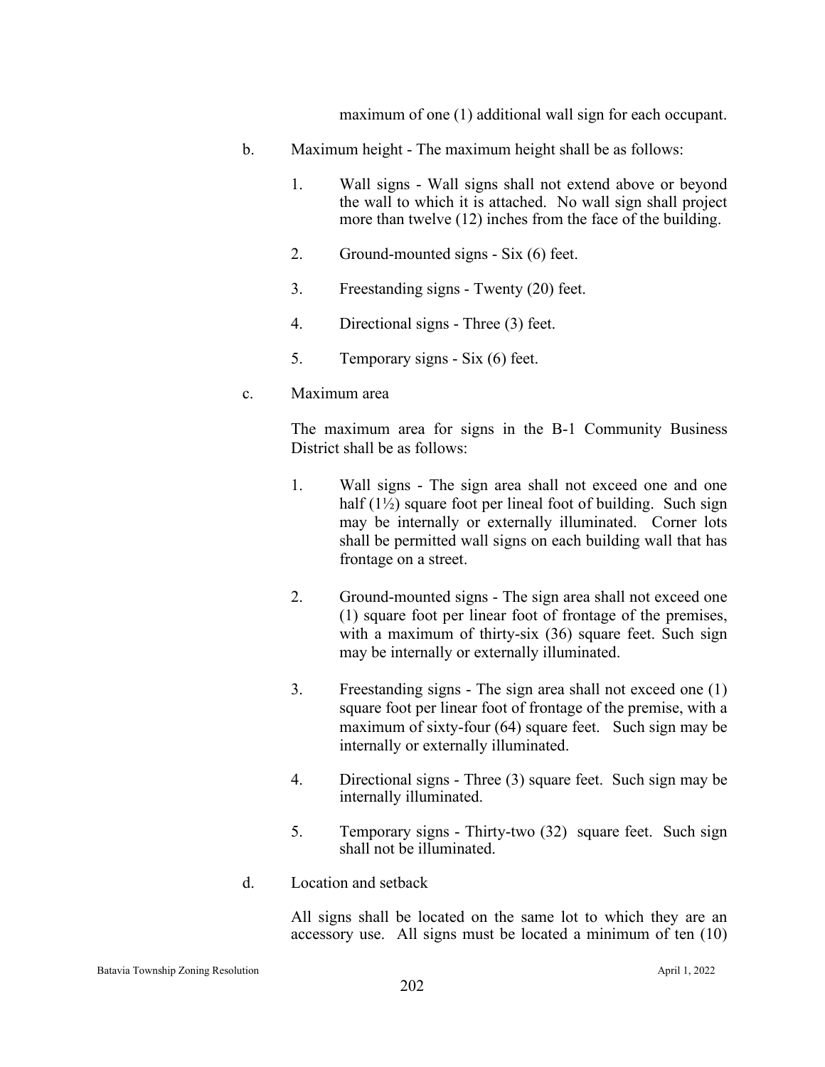maximum of one (1) additional wall sign for each occupant.

b. Maximum height - The maximum height shall be as follows:

   1. Wall signs - Wall signs shall not extend above or beyond the wall to which it is attached. No wall sign shall project more than twelve (12) inches from the face of the building.

   2. Ground-mounted signs - Six (6) feet.

   3. Freestanding signs - Twenty (20) feet.

   4. Directional signs - Three (3) feet.

   5. Temporary signs - Six (6) feet.

c. Maximum area

   The maximum area for signs in the B-1 Community Business District shall be as follows:

   1. Wall signs - The sign area shall not exceed one and one half (1½) square foot per lineal foot of building. Such sign may be internally or externally illuminated. Corner lots shall be permitted wall signs on each building wall that has frontage on a street.

   2. Ground-mounted signs - The sign area shall not exceed one (1) square foot per linear foot of frontage of the premises, with a maximum of thirty-six (36) square feet. Such sign may be internally or externally illuminated.

   3. Freestanding signs - The sign area shall not exceed one (1) square foot per linear foot of frontage of the premise, with a maximum of sixty-four (64) square feet. Such sign may be internally or externally illuminated.

   4. Directional signs - Three (3) square feet. Such sign may be internally illuminated.

   5. Temporary signs - Thirty-two (32) square feet. Such sign shall not be illuminated.

d. Location and setback

   All signs shall be located on the same lot to which they are an accessory use. All signs must be located a minimum of ten (10)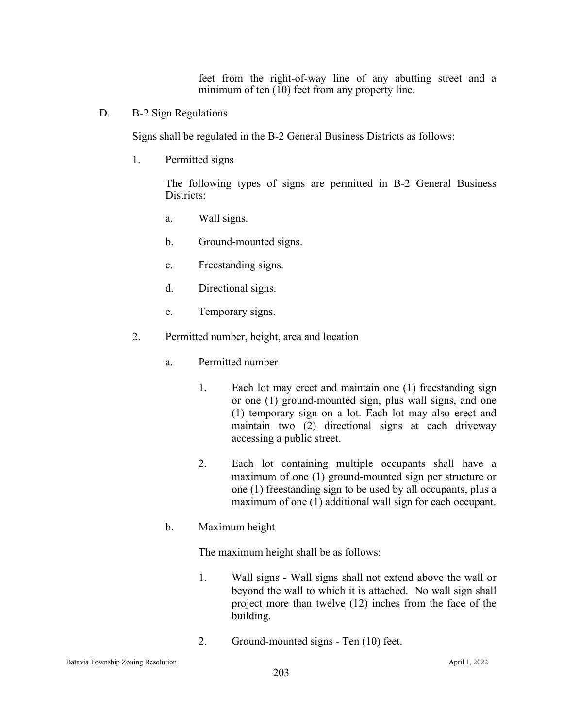feet from the right-of-way line of any abutting street and a minimum of ten (10) feet from any property line.

D. B-2 Sign Regulations

Signs shall be regulated in the B-2 General Business Districts as follows:

1. Permitted signs

   The following types of signs are permitted in B-2 General Business Districts:

   a. Wall signs.

   b. Ground-mounted signs.

   c. Freestanding signs.

   d. Directional signs.

   e. Temporary signs.

2. Permitted number, height, area and location

   a. Permitted number

      1. Each lot may erect and maintain one (1) freestanding sign or one (1) ground-mounted sign, plus wall signs, and one (1) temporary sign on a lot. Each lot may also erect and maintain two (2) directional signs at each driveway accessing a public street.

      2. Each lot containing multiple occupants shall have a maximum of one (1) ground-mounted sign per structure or one (1) freestanding sign to be used by all occupants, plus a maximum of one (1) additional wall sign for each occupant.

   b. Maximum height

      The maximum height shall be as follows:

      1. Wall signs - Wall signs shall not extend above the wall or beyond the wall to which it is attached. No wall sign shall project more than twelve (12) inches from the face of the building.

      2. Ground-mounted signs - Ten (10) feet.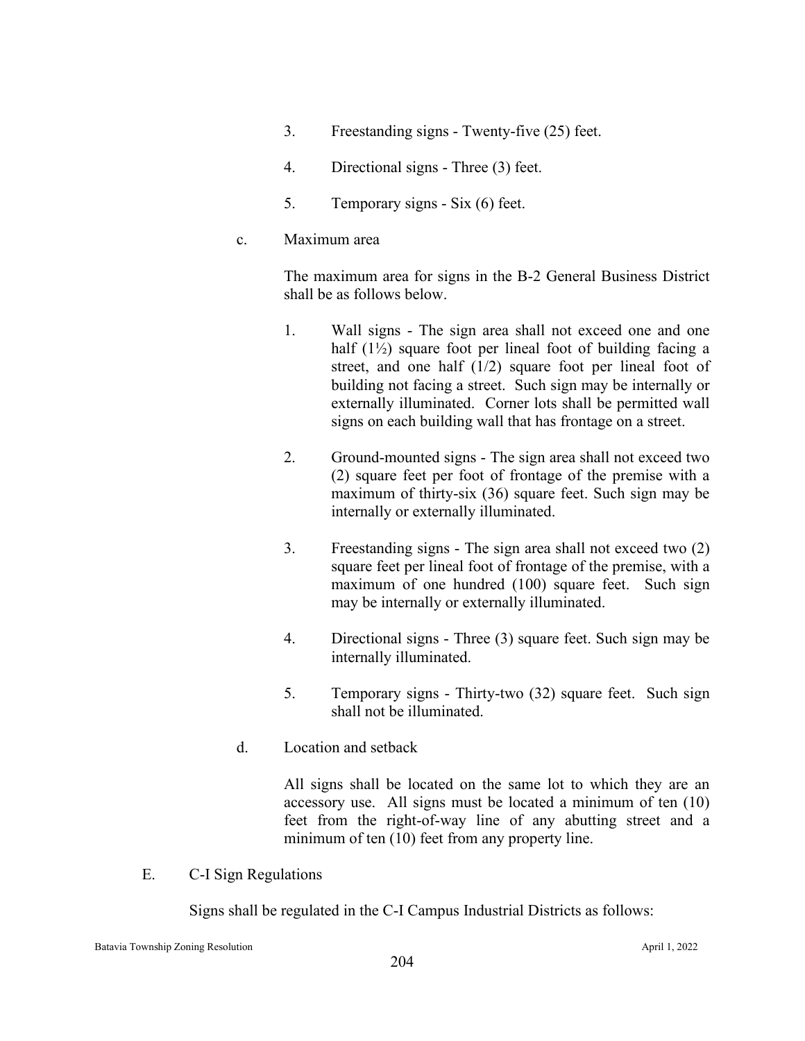3. Freestanding signs - Twenty-five (25) feet.

4. Directional signs - Three (3) feet.

5. Temporary signs - Six (6) feet.

c. Maximum area

The maximum area for signs in the B-2 General Business District shall be as follows below.

1. Wall signs - The sign area shall not exceed one and one half (1½) square foot per lineal foot of building facing a street, and one half (1/2) square foot per lineal foot of building not facing a street. Such sign may be internally or externally illuminated. Corner lots shall be permitted wall signs on each building wall that has frontage on a street.

2. Ground-mounted signs - The sign area shall not exceed two (2) square feet per foot of frontage of the premise with a maximum of thirty-six (36) square feet. Such sign may be internally or externally illuminated.

3. Freestanding signs - The sign area shall not exceed two (2) square feet per lineal foot of frontage of the premise, with a maximum of one hundred (100) square feet. Such sign may be internally or externally illuminated.

4. Directional signs - Three (3) square feet. Such sign may be internally illuminated.

5. Temporary signs - Thirty-two (32) square feet. Such sign shall not be illuminated.

d. Location and setback

All signs shall be located on the same lot to which they are an accessory use. All signs must be located a minimum of ten (10) feet from the right-of-way line of any abutting street and a minimum of ten (10) feet from any property line.

E. C-I Sign Regulations

Signs shall be regulated in the C-I Campus Industrial Districts as follows: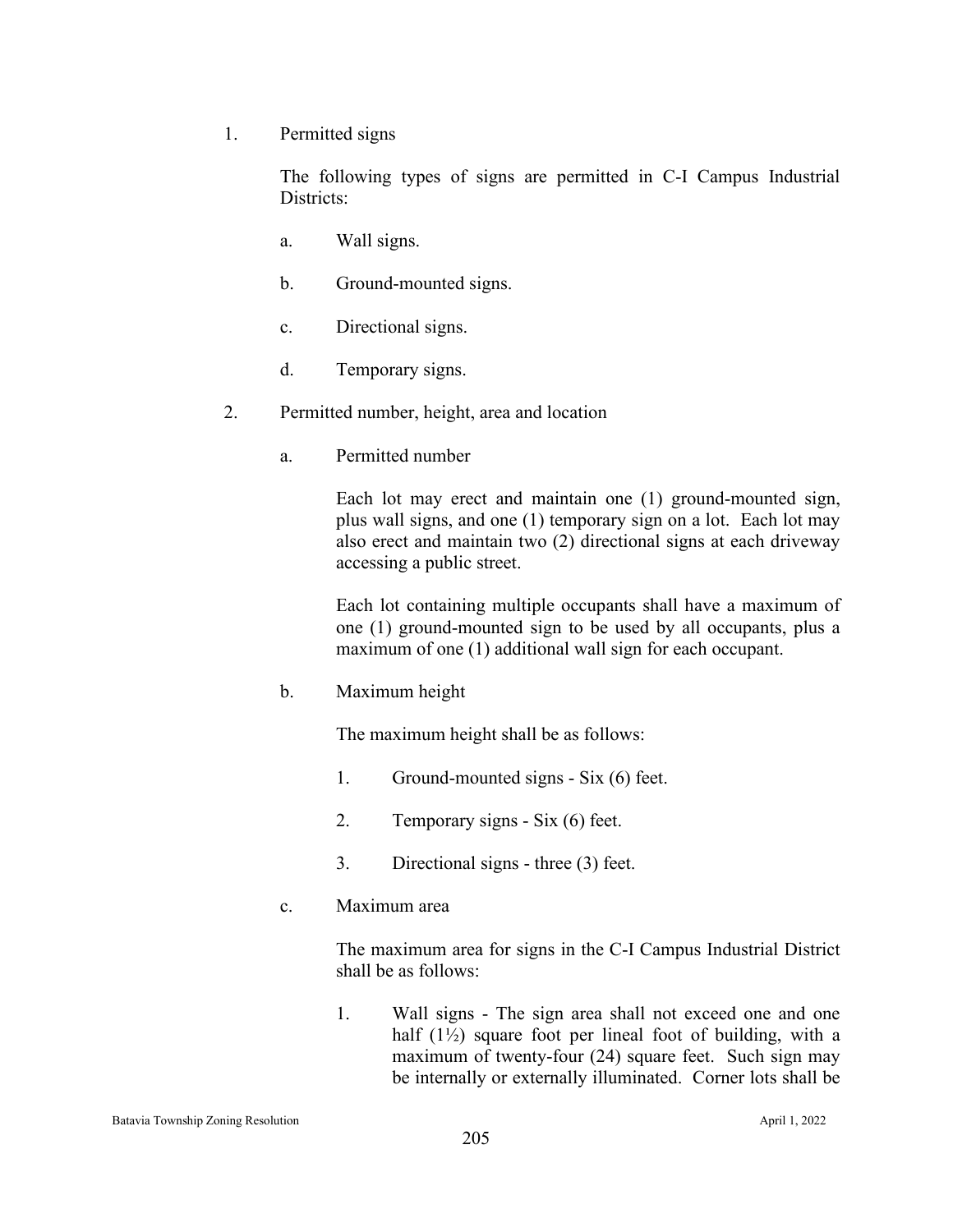1. Permitted signs

   The following types of signs are permitted in C-I Campus Industrial Districts:

   a. Wall signs.

   b. Ground-mounted signs.

   c. Directional signs.

   d. Temporary signs.

2. Permitted number, height, area and location

   a. Permitted number

      Each lot may erect and maintain one (1) ground-mounted sign, plus wall signs, and one (1) temporary sign on a lot. Each lot may also erect and maintain two (2) directional signs at each driveway accessing a public street.

      Each lot containing multiple occupants shall have a maximum of one (1) ground-mounted sign to be used by all occupants, plus a maximum of one (1) additional wall sign for each occupant.

   b. Maximum height

      The maximum height shall be as follows:

      1. Ground-mounted signs - Six (6) feet.

      2. Temporary signs - Six (6) feet.

      3. Directional signs - three (3) feet.

   c. Maximum area

      The maximum area for signs in the C-I Campus Industrial District shall be as follows:

      1. Wall signs - The sign area shall not exceed one and one half (1½) square foot per lineal foot of building, with a maximum of twenty-four (24) square feet. Such sign may be internally or externally illuminated. Corner lots shall be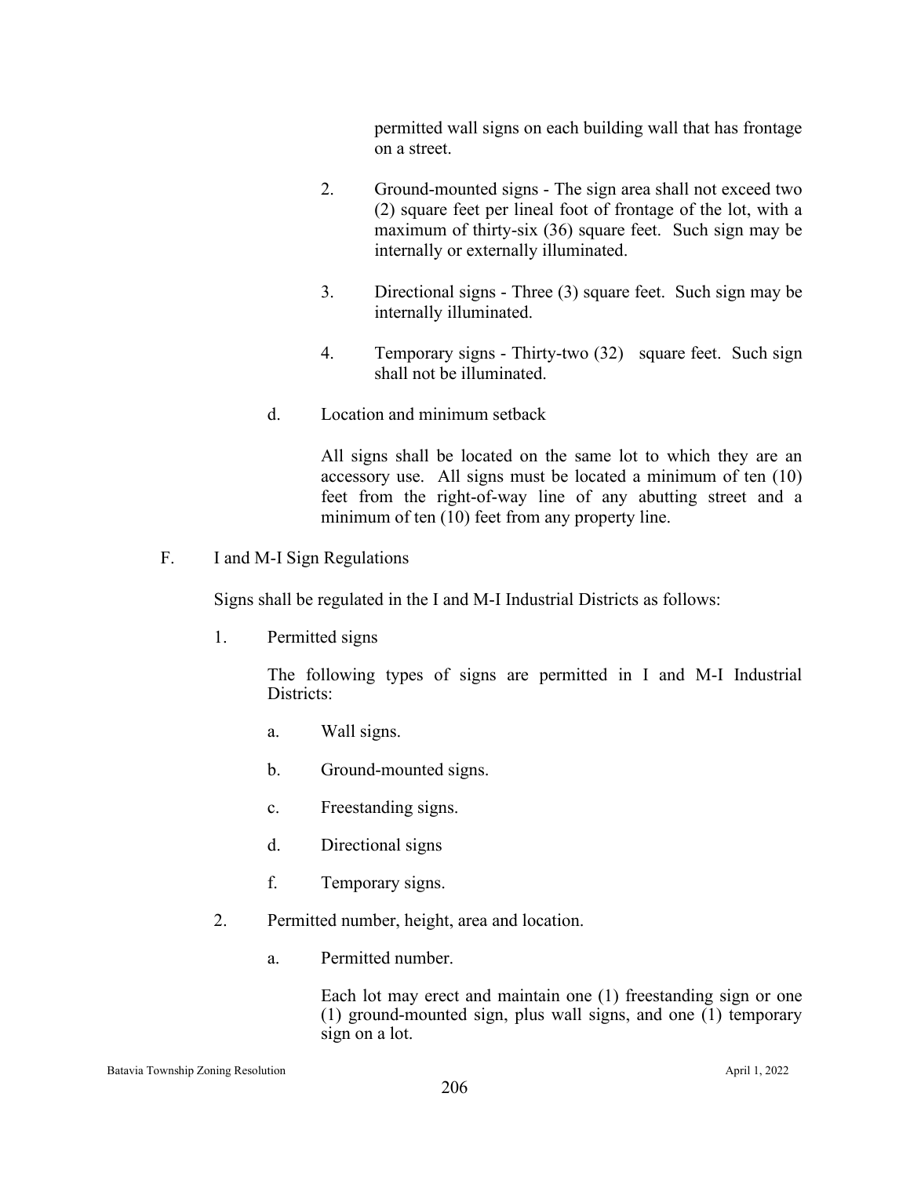permitted wall signs on each building wall that has frontage on a street.

2. Ground-mounted signs - The sign area shall not exceed two (2) square feet per lineal foot of frontage of the lot, with a maximum of thirty-six (36) square feet. Such sign may be internally or externally illuminated.

3. Directional signs - Three (3) square feet. Such sign may be internally illuminated.

4. Temporary signs - Thirty-two (32) square feet. Such sign shall not be illuminated.

d. Location and minimum setback

All signs shall be located on the same lot to which they are an accessory use. All signs must be located a minimum of ten (10) feet from the right-of-way line of any abutting street and a minimum of ten (10) feet from any property line.

F. I and M-I Sign Regulations

Signs shall be regulated in the I and M-I Industrial Districts as follows:

1. Permitted signs

The following types of signs are permitted in I and M-I Industrial Districts:

a. Wall signs.

b. Ground-mounted signs.

c. Freestanding signs.

d. Directional signs

f. Temporary signs.

2. Permitted number, height, area and location.

a. Permitted number.

Each lot may erect and maintain one (1) freestanding sign or one (1) ground-mounted sign, plus wall signs, and one (1) temporary sign on a lot.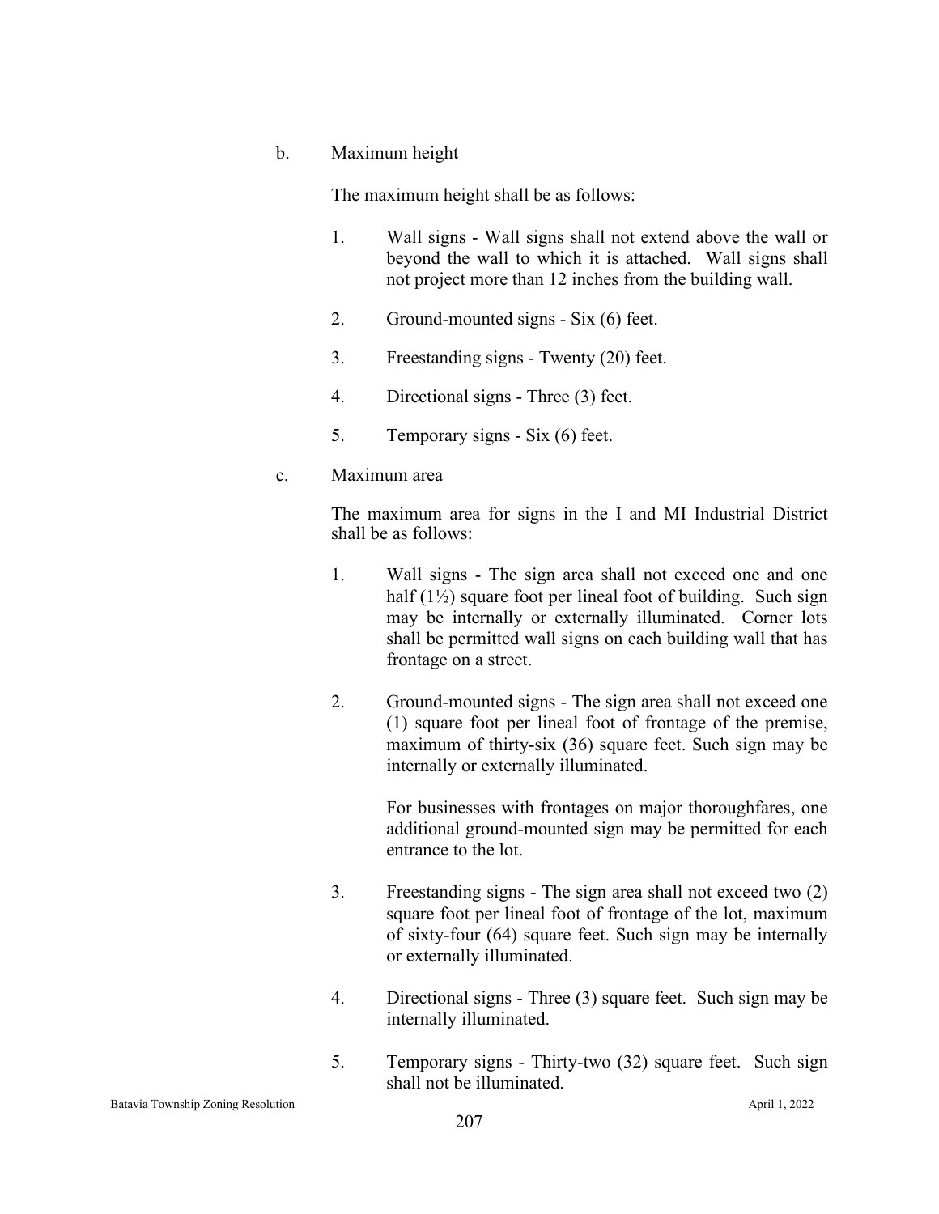b. Maximum height

The maximum height shall be as follows:

1. Wall signs - Wall signs shall not extend above the wall or beyond the wall to which it is attached. Wall signs shall not project more than 12 inches from the building wall.

2. Ground-mounted signs - Six (6) feet.

3. Freestanding signs - Twenty (20) feet.

4. Directional signs - Three (3) feet.

5. Temporary signs - Six (6) feet.

c. Maximum area

The maximum area for signs in the I and MI Industrial District shall be as follows:

1. Wall signs - The sign area shall not exceed one and one half (1½) square foot per lineal foot of building. Such sign may be internally or externally illuminated. Corner lots shall be permitted wall signs on each building wall that has frontage on a street.

2. Ground-mounted signs - The sign area shall not exceed one (1) square foot per lineal foot of frontage of the premise, maximum of thirty-six (36) square feet. Such sign may be internally or externally illuminated.

   For businesses with frontages on major thoroughfares, one additional ground-mounted sign may be permitted for each entrance to the lot.

3. Freestanding signs - The sign area shall not exceed two (2) square foot per lineal foot of frontage of the lot, maximum of sixty-four (64) square feet. Such sign may be internally or externally illuminated.

4. Directional signs - Three (3) square feet. Such sign may be internally illuminated.

5. Temporary signs - Thirty-two (32) square feet. Such sign shall not be illuminated.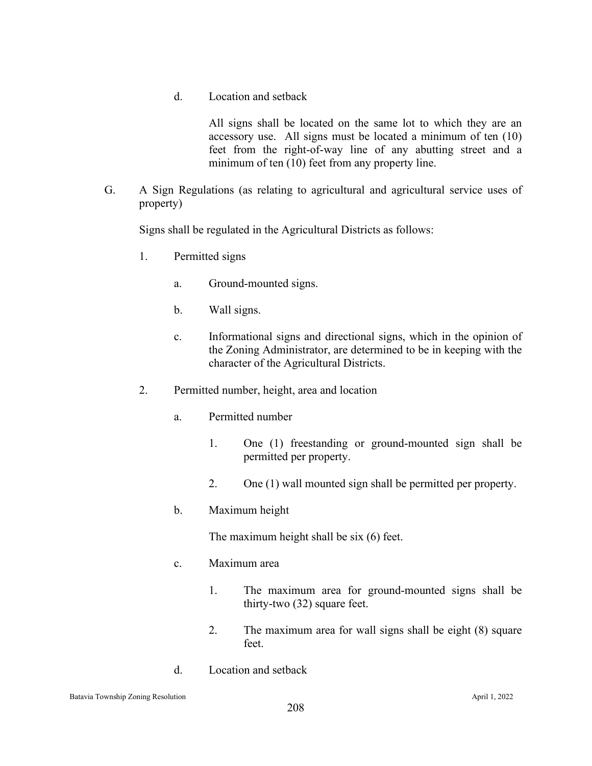d. Location and setback

All signs shall be located on the same lot to which they are an accessory use. All signs must be located a minimum of ten (10) feet from the right-of-way line of any abutting street and a minimum of ten (10) feet from any property line.

G. A Sign Regulations (as relating to agricultural and agricultural service uses of property)

Signs shall be regulated in the Agricultural Districts as follows:

1. Permitted signs

 a. Ground-mounted signs.

 b. Wall signs.

 c. Informational signs and directional signs, which in the opinion of the Zoning Administrator, are determined to be in keeping with the character of the Agricultural Districts.

2. Permitted number, height, area and location

 a. Permitted number

  1. One (1) freestanding or ground-mounted sign shall be permitted per property.

  2. One (1) wall mounted sign shall be permitted per property.

 b. Maximum height

 The maximum height shall be six (6) feet.

 c. Maximum area

  1. The maximum area for ground-mounted signs shall be thirty-two (32) square feet.

  2. The maximum area for wall signs shall be eight (8) square feet.

 d. Location and setback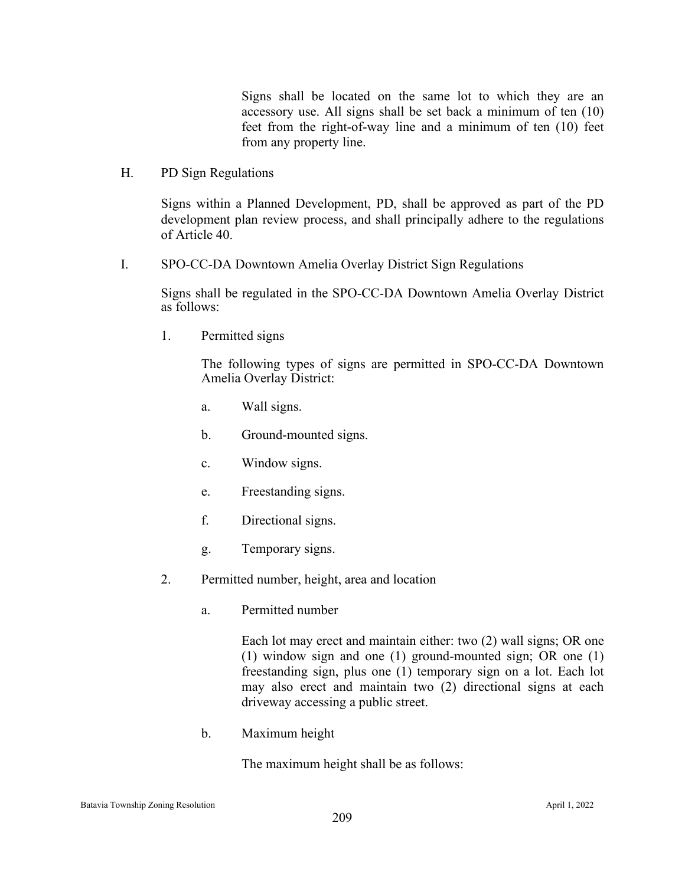Signs shall be located on the same lot to which they are an accessory use. All signs shall be set back a minimum of ten (10) feet from the right-of-way line and a minimum of ten (10) feet from any property line.

H. PD Sign Regulations

Signs within a Planned Development, PD, shall be approved as part of the PD development plan review process, and shall principally adhere to the regulations of Article 40.

I. SPO-CC-DA Downtown Amelia Overlay District Sign Regulations

Signs shall be regulated in the SPO-CC-DA Downtown Amelia Overlay District as follows:

1. Permitted signs

   The following types of signs are permitted in SPO-CC-DA Downtown Amelia Overlay District:

   a. Wall signs.

   b. Ground-mounted signs.

   c. Window signs.

   e. Freestanding signs.

   f. Directional signs.

   g. Temporary signs.

2. Permitted number, height, area and location

   a. Permitted number

      Each lot may erect and maintain either: two (2) wall signs; OR one (1) window sign and one (1) ground-mounted sign; OR one (1) freestanding sign, plus one (1) temporary sign on a lot. Each lot may also erect and maintain two (2) directional signs at each driveway accessing a public street.

   b. Maximum height

      The maximum height shall be as follows: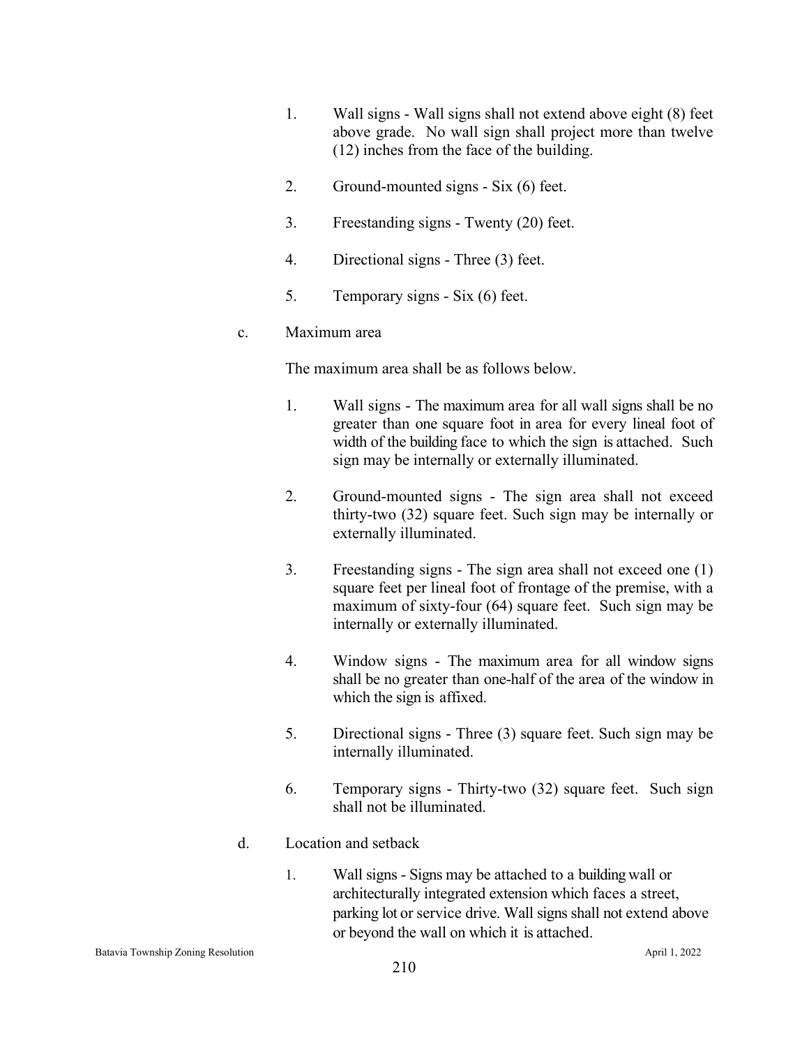1. Wall signs - Wall signs shall not extend above eight (8) feet above grade. No wall sign shall project more than twelve (12) inches from the face of the building.

2. Ground-mounted signs - Six (6) feet.

3. Freestanding signs - Twenty (20) feet.

4. Directional signs - Three (3) feet.

5. Temporary signs - Six (6) feet.

c. Maximum area

The maximum area shall be as follows below.

1. Wall signs - The maximum area for all wall signs shall be no greater than one square foot in area for every lineal foot of width of the building face to which the sign is attached. Such sign may be internally or externally illuminated.

2. Ground-mounted signs - The sign area shall not exceed thirty-two (32) square feet. Such sign may be internally or externally illuminated.

3. Freestanding signs - The sign area shall not exceed one (1) square feet per lineal foot of frontage of the premise, with a maximum of sixty-four (64) square feet. Such sign may be internally or externally illuminated.

4. Window signs - The maximum area for all window signs shall be no greater than one-half of the area of the window in which the sign is affixed.

5. Directional signs - Three (3) square feet. Such sign may be internally illuminated.

6. Temporary signs - Thirty-two (32) square feet. Such sign shall not be illuminated.

d. Location and setback

1. Wall signs - Signs may be attached to a building wall or architecturally integrated extension which faces a street, parking lot or service drive. Wall signs shall not extend above or beyond the wall on which it is attached.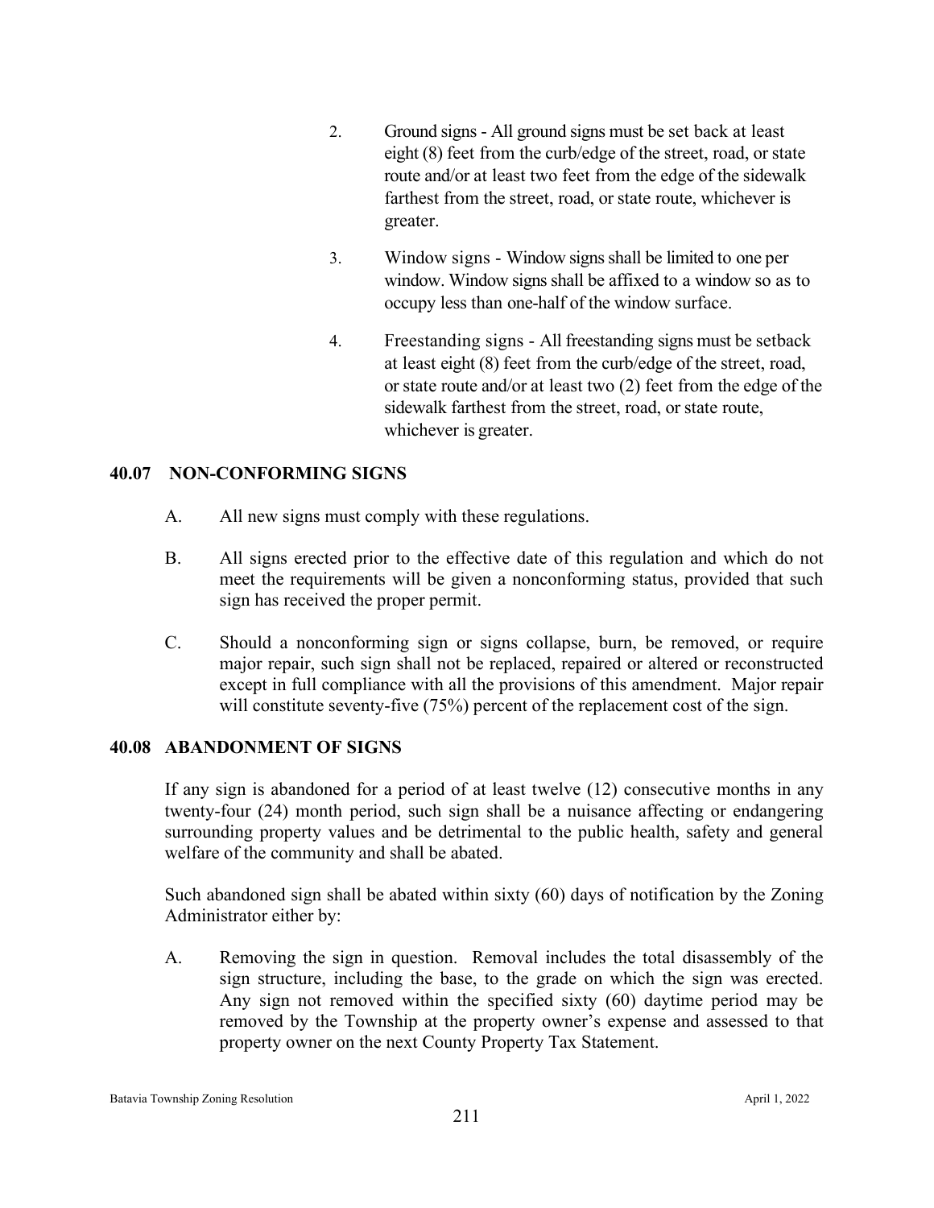2. Ground signs - All ground signs must be set back at least eight (8) feet from the curb/edge of the street, road, or state route and/or at least two feet from the edge of the sidewalk farthest from the street, road, or state route, whichever is greater.

3. Window signs - Window signs shall be limited to one per window. Window signs shall be affixed to a window so as to occupy less than one-half of the window surface.

4. Freestanding signs - All freestanding signs must be setback at least eight (8) feet from the curb/edge of the street, road, or state route and/or at least two (2) feet from the edge of the sidewalk farthest from the street, road, or state route, whichever is greater.

## 40.07 NON-CONFORMING SIGNS

A. All new signs must comply with these regulations.

B. All signs erected prior to the effective date of this regulation and which do not meet the requirements will be given a nonconforming status, provided that such sign has received the proper permit.

C. Should a nonconforming sign or signs collapse, burn, be removed, or require major repair, such sign shall not be replaced, repaired or altered or reconstructed except in full compliance with all the provisions of this amendment. Major repair will constitute seventy-five (75%) percent of the replacement cost of the sign.

## 40.08 ABANDONMENT OF SIGNS

If any sign is abandoned for a period of at least twelve (12) consecutive months in any twenty-four (24) month period, such sign shall be a nuisance affecting or endangering surrounding property values and be detrimental to the public health, safety and general welfare of the community and shall be abated.

Such abandoned sign shall be abated within sixty (60) days of notification by the Zoning Administrator either by:

A. Removing the sign in question. Removal includes the total disassembly of the sign structure, including the base, to the grade on which the sign was erected. Any sign not removed within the specified sixty (60) daytime period may be removed by the Township at the property owner's expense and assessed to that property owner on the next County Property Tax Statement.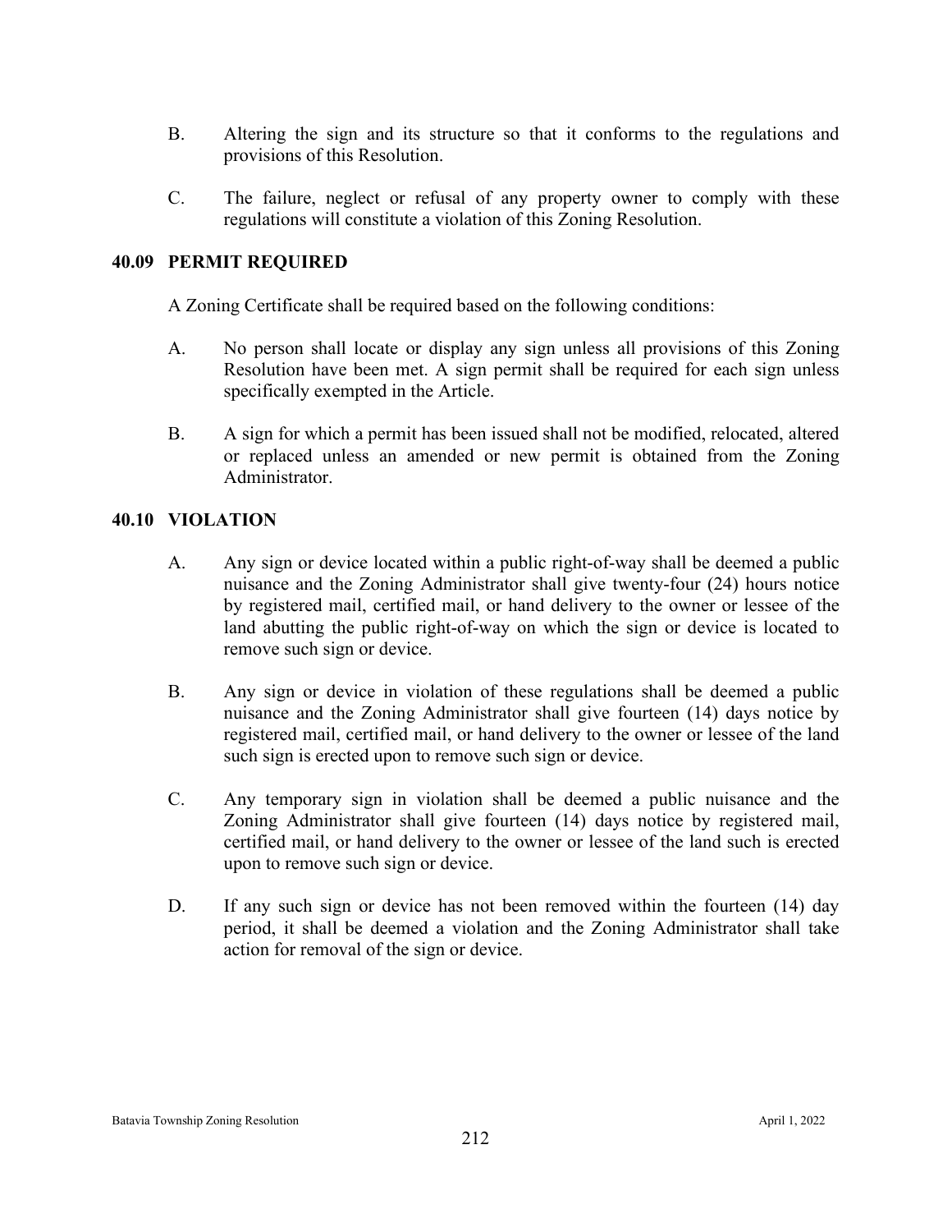B. Altering the sign and its structure so that it conforms to the regulations and provisions of this Resolution.

C. The failure, neglect or refusal of any property owner to comply with these regulations will constitute a violation of this Zoning Resolution.

## 40.09 PERMIT REQUIRED

A Zoning Certificate shall be required based on the following conditions:

A. No person shall locate or display any sign unless all provisions of this Zoning Resolution have been met. A sign permit shall be required for each sign unless specifically exempted in the Article.

B. A sign for which a permit has been issued shall not be modified, relocated, altered or replaced unless an amended or new permit is obtained from the Zoning Administrator.

## 40.10 VIOLATION

A. Any sign or device located within a public right-of-way shall be deemed a public nuisance and the Zoning Administrator shall give twenty-four (24) hours notice by registered mail, certified mail, or hand delivery to the owner or lessee of the land abutting the public right-of-way on which the sign or device is located to remove such sign or device.

B. Any sign or device in violation of these regulations shall be deemed a public nuisance and the Zoning Administrator shall give fourteen (14) days notice by registered mail, certified mail, or hand delivery to the owner or lessee of the land such sign is erected upon to remove such sign or device.

C. Any temporary sign in violation shall be deemed a public nuisance and the Zoning Administrator shall give fourteen (14) days notice by registered mail, certified mail, or hand delivery to the owner or lessee of the land such is erected upon to remove such sign or device.

D. If any such sign or device has not been removed within the fourteen (14) day period, it shall be deemed a violation and the Zoning Administrator shall take action for removal of the sign or device.